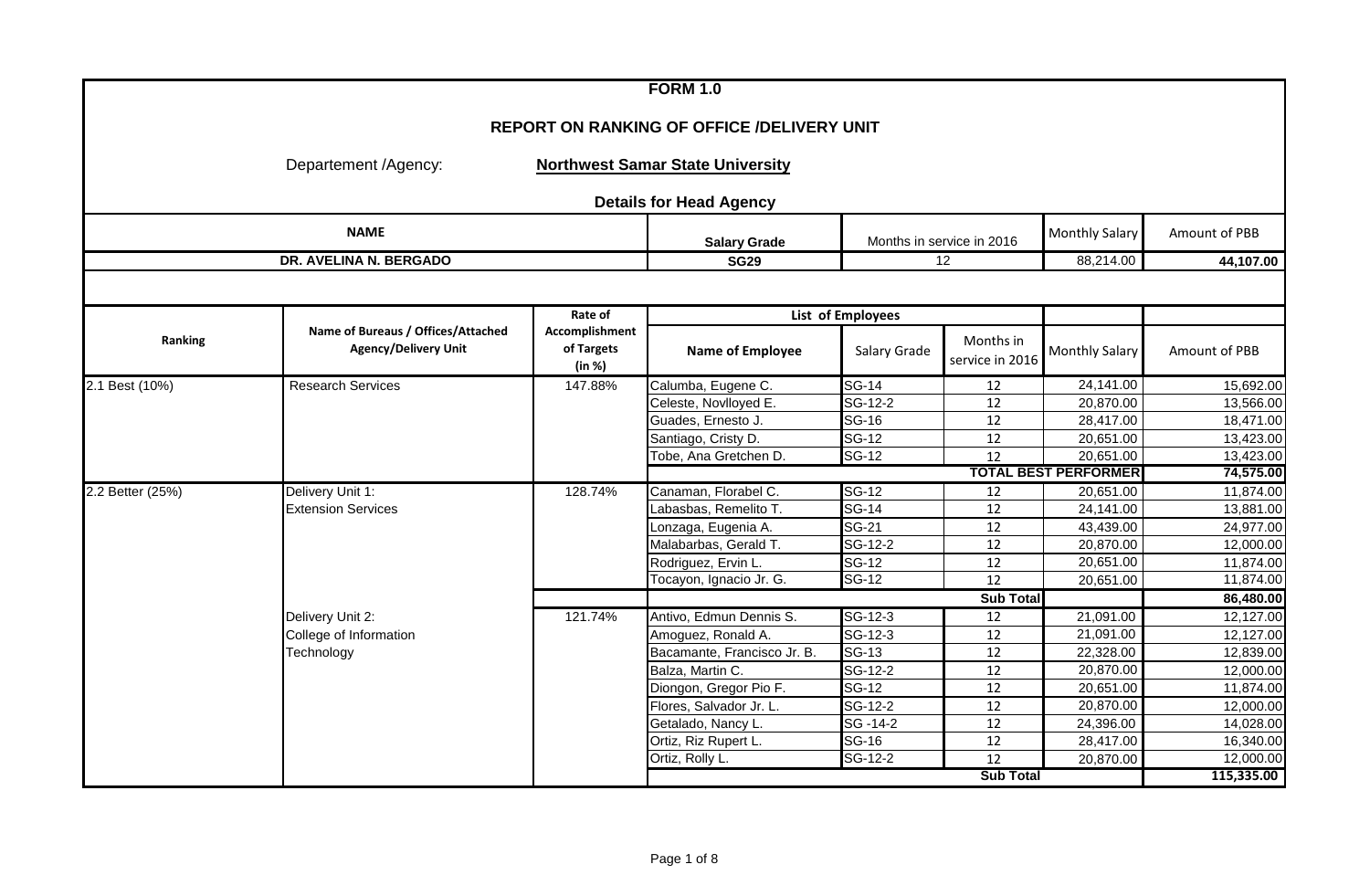# FORM 1.0

## REPORT ON RANKING OF OFFICE /DELIVERY UNIT

Departement /Agency: **Northwest Samar State University**

### Details for Head Agency

| NAME | Salary Grade | Months in service in 2016 | Monthly Salary | Amount of PBB |
|---|---|---|---|---|
| DR. AVELINA N. BERGADO | SG29 | 12 | 88,214.00 | 44,107.00 |

| Ranking | Name of Bureaus / Offices/Attached Agency/Delivery Unit | Rate of Accomplishment of Targets (in %) | List of Employees: Name of Employee | Salary Grade | Months in service in 2016 | Monthly Salary | Amount of PBB |
|---|---|---|---|---|---|---|---|
| 2.1 Best (10%) | Research Services | 147.88% | Calumba, Eugene C. | SG-14 | 12 | 24,141.00 | 15,692.00 |
| | | | Celeste, Novlloyed E. | SG-12-2 | 12 | 20,870.00 | 13,566.00 |
| | | | Guades, Ernesto J. | SG-16 | 12 | 28,417.00 | 18,471.00 |
| | | | Santiago, Cristy D. | SG-12 | 12 | 20,651.00 | 13,423.00 |
| | | | Tobe, Ana Gretchen D. | SG-12 | 12 | 20,651.00 | 13,423.00 |
| | | | | | TOTAL BEST PERFORMER | | 74,575.00 |
| 2.2 Better (25%) | Delivery Unit 1: Extension Services | 128.74% | Canaman, Florabel C. | SG-12 | 12 | 20,651.00 | 11,874.00 |
| | | | Labasbas, Remelito T. | SG-14 | 12 | 24,141.00 | 13,881.00 |
| | | | Lonzaga, Eugenia A. | SG-21 | 12 | 43,439.00 | 24,977.00 |
| | | | Malabarbas, Gerald T. | SG-12-2 | 12 | 20,870.00 | 12,000.00 |
| | | | Rodriguez, Ervin L. | SG-12 | 12 | 20,651.00 | 11,874.00 |
| | | | Tocayon, Ignacio Jr. G. | SG-12 | 12 | 20,651.00 | 11,874.00 |
| | | | | | Sub Total | | 86,480.00 |
| | Delivery Unit 2: College of Information Technology | 121.74% | Antivo, Edmun Dennis S. | SG-12-3 | 12 | 21,091.00 | 12,127.00 |
| | | | Amoguez, Ronald A. | SG-12-3 | 12 | 21,091.00 | 12,127.00 |
| | | | Bacamante, Francisco Jr. B. | SG-13 | 12 | 22,328.00 | 12,839.00 |
| | | | Balza, Martin C. | SG-12-2 | 12 | 20,870.00 | 12,000.00 |
| | | | Diongon, Gregor Pio F. | SG-12 | 12 | 20,651.00 | 11,874.00 |
| | | | Flores, Salvador Jr. L. | SG-12-2 | 12 | 20,870.00 | 12,000.00 |
| | | | Getalado, Nancy L. | SG -14-2 | 12 | 24,396.00 | 14,028.00 |
| | | | Ortiz, Riz Rupert L. | SG-16 | 12 | 28,417.00 | 16,340.00 |
| | | | Ortiz, Rolly L. | SG-12-2 | 12 | 20,870.00 | 12,000.00 |
| | | | | | Sub Total | | 115,335.00 |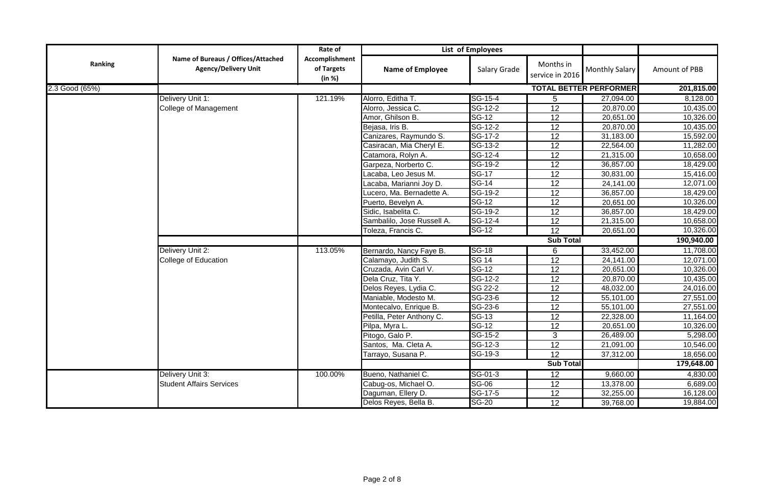| Ranking | Name of Bureaus / Offices/Attached Agency/Delivery Unit | Rate of Accomplishment of Targets (in %) | List of Employees | | | | |
|---|---|---|---|---|---|---|---|
| | | | Name of Employee | Salary Grade | Months in service in 2016 | Monthly Salary | Amount of PBB |
| 2.3 Good (65%) | | | | | TOTAL BETTER PERFORMER | | 201,815.00 |
| | Delivery Unit 1: College of Management | 121.19% | Alorro, Editha T. | SG-15-4 | 5 | 27,094.00 | 8,128.00 |
| | | | Alorro, Jessica C. | SG-12-2 | 12 | 20,870.00 | 10,435.00 |
| | | | Amor, Ghilson B. | SG-12 | 12 | 20,651.00 | 10,326.00 |
| | | | Bejasa, Iris B. | SG-12-2 | 12 | 20,870.00 | 10,435.00 |
| | | | Canizares, Raymundo S. | SG-17-2 | 12 | 31,183.00 | 15,592.00 |
| | | | Casiracan, Mia Cheryl E. | SG-13-2 | 12 | 22,564.00 | 11,282.00 |
| | | | Catamora, Rolyn A. | SG-12-4 | 12 | 21,315.00 | 10,658.00 |
| | | | Garpeza, Norberto C. | SG-19-2 | 12 | 36,857.00 | 18,429.00 |
| | | | Lacaba, Leo Jesus M. | SG-17 | 12 | 30,831.00 | 15,416.00 |
| | | | Lacaba, Marianni Joy D. | SG-14 | 12 | 24,141.00 | 12,071.00 |
| | | | Lucero, Ma. Bernadette A. | SG-19-2 | 12 | 36,857.00 | 18,429.00 |
| | | | Puerto, Bevelyn A. | SG-12 | 12 | 20,651.00 | 10,326.00 |
| | | | Sidic, Isabelita C. | SG-19-2 | 12 | 36,857.00 | 18,429.00 |
| | | | Sambalilo, Jose Russell A. | SG-12-4 | 12 | 21,315.00 | 10,658.00 |
| | | | Toleza, Francis C. | SG-12 | 12 | 20,651.00 | 10,326.00 |
| | | | | | Sub Total | | 190,940.00 |
| | Delivery Unit 2: College of Education | 113.05% | Bernardo, Nancy Faye B. | SG-18 | 6 | 33,452.00 | 11,708.00 |
| | | | Calamayo, Judith S. | SG 14 | 12 | 24,141.00 | 12,071.00 |
| | | | Cruzada, Avin Carl V. | SG-12 | 12 | 20,651.00 | 10,326.00 |
| | | | Dela Cruz, Tita Y. | SG-12-2 | 12 | 20,870.00 | 10,435.00 |
| | | | Delos Reyes, Lydia C. | SG 22-2 | 12 | 48,032.00 | 24,016.00 |
| | | | Maniable, Modesto M. | SG-23-6 | 12 | 55,101.00 | 27,551.00 |
| | | | Montecalvo, Enrique B. | SG-23-6 | 12 | 55,101.00 | 27,551.00 |
| | | | Petilla, Peter Anthony C. | SG-13 | 12 | 22,328.00 | 11,164.00 |
| | | | Pilpa, Myra L. | SG-12 | 12 | 20,651.00 | 10,326.00 |
| | | | Pitogo, Galo P. | SG-15-2 | 3 | 26,489.00 | 5,298.00 |
| | | | Santos, Ma. Cleta A. | SG-12-3 | 12 | 21,091.00 | 10,546.00 |
| | | | Tarrayo, Susana P. | SG-19-3 | 12 | 37,312.00 | 18,656.00 |
| | | | | | Sub Total | | 179,648.00 |
| | Delivery Unit 3: Student Affairs Services | 100.00% | Bueno, Nathaniel C. | SG-01-3 | 12 | 9,660.00 | 4,830.00 |
| | | | Cabug-os, Michael O. | SG-06 | 12 | 13,378.00 | 6,689.00 |
| | | | Daguman, Ellery D. | SG-17-5 | 12 | 32,255.00 | 16,128.00 |
| | | | Delos Reyes, Bella B. | SG-20 | 12 | 39,768.00 | 19,884.00 |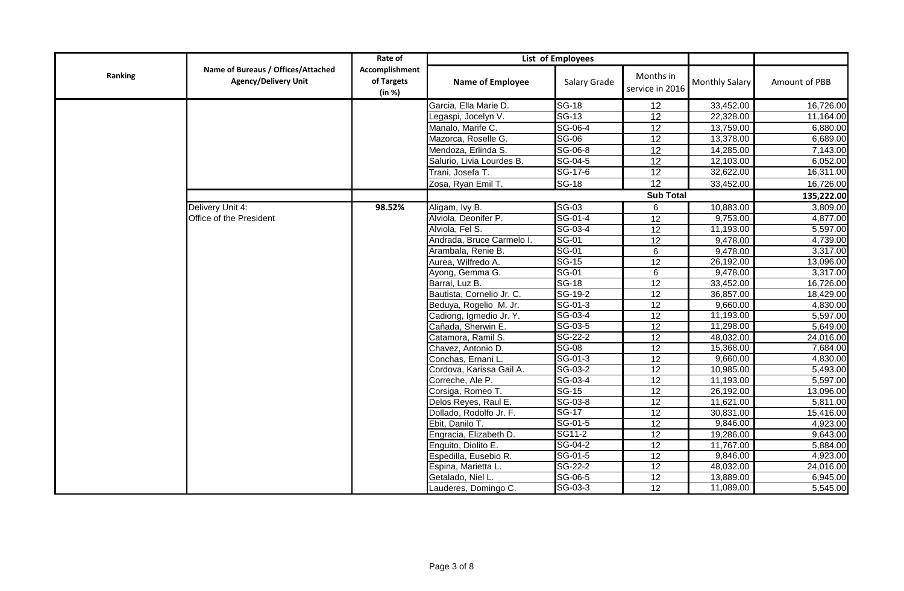| Ranking | Name of Bureaus / Offices/Attached Agency/Delivery Unit | Rate of Accomplishment of Targets (in %) | List of Employees | | | | |
|---|---|---|---|---|---|---|---|
| | | | Name of Employee | Salary Grade | Months in service in 2016 | Monthly Salary | Amount of PBB |
| | | | Garcia, Ella Marie D. | SG-18 | 12 | 33,452.00 | 16,726.00 |
| | | | Legaspi, Jocelyn V. | SG-13 | 12 | 22,328.00 | 11,164.00 |
| | | | Manalo, Marife C. | SG-06-4 | 12 | 13,759.00 | 6,880.00 |
| | | | Mazorca, Roselle G. | SG-06 | 12 | 13,378.00 | 6,689.00 |
| | | | Mendoza, Erlinda S. | SG-06-8 | 12 | 14,285.00 | 7,143.00 |
| | | | Salurio, Livia Lourdes B. | SG-04-5 | 12 | 12,103.00 | 6,052.00 |
| | | | Trani, Josefa T. | SG-17-6 | 12 | 32,622.00 | 16,311.00 |
| | | | Zosa, Ryan Emil T. | SG-18 | 12 | 33,452.00 | 16,726.00 |
| | | | | | Sub Total | | 135,222.00 |
| | Delivery Unit 4: Office of the President | 98.52% | Aligam, Ivy B. | SG-03 | 6 | 10,883.00 | 3,809.00 |
| | | | Alviola, Deonifer P. | SG-01-4 | 12 | 9,753.00 | 4,877.00 |
| | | | Alviola, Fel S. | SG-03-4 | 12 | 11,193.00 | 5,597.00 |
| | | | Andrada, Bruce Carmelo I. | SG-01 | 12 | 9,478.00 | 4,739.00 |
| | | | Arambala, Renie B. | SG-01 | 6 | 9,478.00 | 3,317.00 |
| | | | Aurea, Wilfredo A. | SG-15 | 12 | 26,192.00 | 13,096.00 |
| | | | Ayong, Gemma G. | SG-01 | 6 | 9,478.00 | 3,317.00 |
| | | | Barral, Luz B. | SG-18 | 12 | 33,452.00 | 16,726.00 |
| | | | Bautista, Cornelio Jr. C. | SG-19-2 | 12 | 36,857.00 | 18,429.00 |
| | | | Beduya, Rogelio M. Jr. | SG-01-3 | 12 | 9,660.00 | 4,830.00 |
| | | | Cadiong, Igmedio Jr. Y. | SG-03-4 | 12 | 11,193.00 | 5,597.00 |
| | | | Cañada, Sherwin E. | SG-03-5 | 12 | 11,298.00 | 5,649.00 |
| | | | Catamora, Ramil S. | SG-22-2 | 12 | 48,032.00 | 24,016.00 |
| | | | Chavez, Antonio D. | SG-08 | 12 | 15,368.00 | 7,684.00 |
| | | | Conchas, Ernani L. | SG-01-3 | 12 | 9,660.00 | 4,830.00 |
| | | | Cordova, Karissa Gail A. | SG-03-2 | 12 | 10,985.00 | 5,493.00 |
| | | | Correche, Ale P. | SG-03-4 | 12 | 11,193.00 | 5,597.00 |
| | | | Corsiga, Romeo T. | SG-15 | 12 | 26,192.00 | 13,096.00 |
| | | | Delos Reyes, Raul E. | SG-03-8 | 12 | 11,621.00 | 5,811.00 |
| | | | Dollado, Rodolfo Jr. F. | SG-17 | 12 | 30,831.00 | 15,416.00 |
| | | | Ebit, Danilo T. | SG-01-5 | 12 | 9,846.00 | 4,923.00 |
| | | | Engracia, Elizabeth D. | SG11-2 | 12 | 19,286.00 | 9,643.00 |
| | | | Enguito, Diolito E. | SG-04-2 | 12 | 11,767.00 | 5,884.00 |
| | | | Espedilla, Eusebio R. | SG-01-5 | 12 | 9,846.00 | 4,923.00 |
| | | | Espina, Marietta L. | SG-22-2 | 12 | 48,032.00 | 24,016.00 |
| | | | Getalado, Niel L. | SG-06-5 | 12 | 13,889.00 | 6,945.00 |
| | | | Lauderes, Domingo C. | SG-03-3 | 12 | 11,089.00 | 5,545.00 |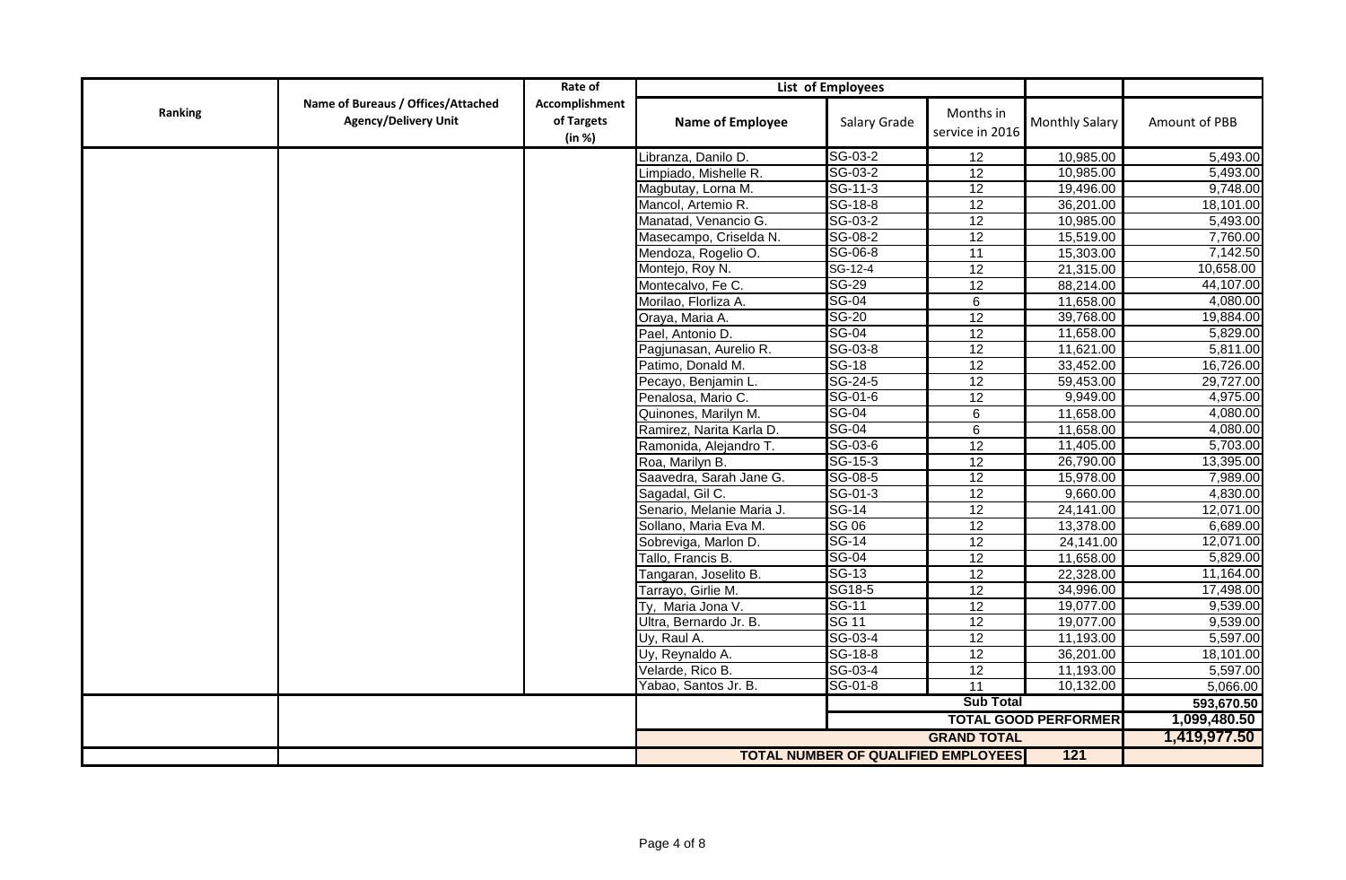| Ranking | Name of Bureaus / Offices/Attached Agency/Delivery Unit | Rate of Accomplishment of Targets (in %) | List of Employees | | | | |
|---|---|---|---|---|---|---|---|
| | | | Name of Employee | Salary Grade | Months in service in 2016 | Monthly Salary | Amount of PBB |
| | | | Libranza, Danilo D. | SG-03-2 | 12 | 10,985.00 | 5,493.00 |
| | | | Limpiado, Mishelle R. | SG-03-2 | 12 | 10,985.00 | 5,493.00 |
| | | | Magbutay, Lorna M. | SG-11-3 | 12 | 19,496.00 | 9,748.00 |
| | | | Mancol, Artemio R. | SG-18-8 | 12 | 36,201.00 | 18,101.00 |
| | | | Manatad, Venancio G. | SG-03-2 | 12 | 10,985.00 | 5,493.00 |
| | | | Masecampo, Criselda N. | SG-08-2 | 12 | 15,519.00 | 7,760.00 |
| | | | Mendoza, Rogelio O. | SG-06-8 | 11 | 15,303.00 | 7,142.50 |
| | | | Montejo, Roy N. | SG-12-4 | 12 | 21,315.00 | 10,658.00 |
| | | | Montecalvo, Fe C. | SG-29 | 12 | 88,214.00 | 44,107.00 |
| | | | Morilao, Florliza A. | SG-04 | 6 | 11,658.00 | 4,080.00 |
| | | | Oraya, Maria A. | SG-20 | 12 | 39,768.00 | 19,884.00 |
| | | | Pael, Antonio D. | SG-04 | 12 | 11,658.00 | 5,829.00 |
| | | | Pagjunasan, Aurelio R. | SG-03-8 | 12 | 11,621.00 | 5,811.00 |
| | | | Patimo, Donald M. | SG-18 | 12 | 33,452.00 | 16,726.00 |
| | | | Pecayo, Benjamin L. | SG-24-5 | 12 | 59,453.00 | 29,727.00 |
| | | | Penalosa, Mario C. | SG-01-6 | 12 | 9,949.00 | 4,975.00 |
| | | | Quinones, Marilyn M. | SG-04 | 6 | 11,658.00 | 4,080.00 |
| | | | Ramirez, Narita Karla D. | SG-04 | 6 | 11,658.00 | 4,080.00 |
| | | | Ramonida, Alejandro T. | SG-03-6 | 12 | 11,405.00 | 5,703.00 |
| | | | Roa, Marilyn B. | SG-15-3 | 12 | 26,790.00 | 13,395.00 |
| | | | Saavedra, Sarah Jane G. | SG-08-5 | 12 | 15,978.00 | 7,989.00 |
| | | | Sagadal, Gil C. | SG-01-3 | 12 | 9,660.00 | 4,830.00 |
| | | | Senario, Melanie Maria J. | SG-14 | 12 | 24,141.00 | 12,071.00 |
| | | | Sollano, Maria Eva M. | SG 06 | 12 | 13,378.00 | 6,689.00 |
| | | | Sobreviga, Marlon D. | SG-14 | 12 | 24,141.00 | 12,071.00 |
| | | | Tallo, Francis B. | SG-04 | 12 | 11,658.00 | 5,829.00 |
| | | | Tangaran, Joselito B. | SG-13 | 12 | 22,328.00 | 11,164.00 |
| | | | Tarrayo, Girlie M. | SG18-5 | 12 | 34,996.00 | 17,498.00 |
| | | | Ty, Maria Jona V. | SG-11 | 12 | 19,077.00 | 9,539.00 |
| | | | Ultra, Bernardo Jr. B. | SG 11 | 12 | 19,077.00 | 9,539.00 |
| | | | Uy, Raul A. | SG-03-4 | 12 | 11,193.00 | 5,597.00 |
| | | | Uy, Reynaldo A. | SG-18-8 | 12 | 36,201.00 | 18,101.00 |
| | | | Velarde, Rico B. | SG-03-4 | 12 | 11,193.00 | 5,597.00 |
| | | | Yabao, Santos Jr. B. | SG-01-8 | 11 | 10,132.00 | 5,066.00 |
| | | | | Sub Total | | | 593,670.50 |
| | | | | TOTAL GOOD PERFORMER | | | 1,099,480.50 |
| | | | | GRAND TOTAL | | | 1,419,977.50 |
| | | | TOTAL NUMBER OF QUALIFIED EMPLOYEES | | | 121 | |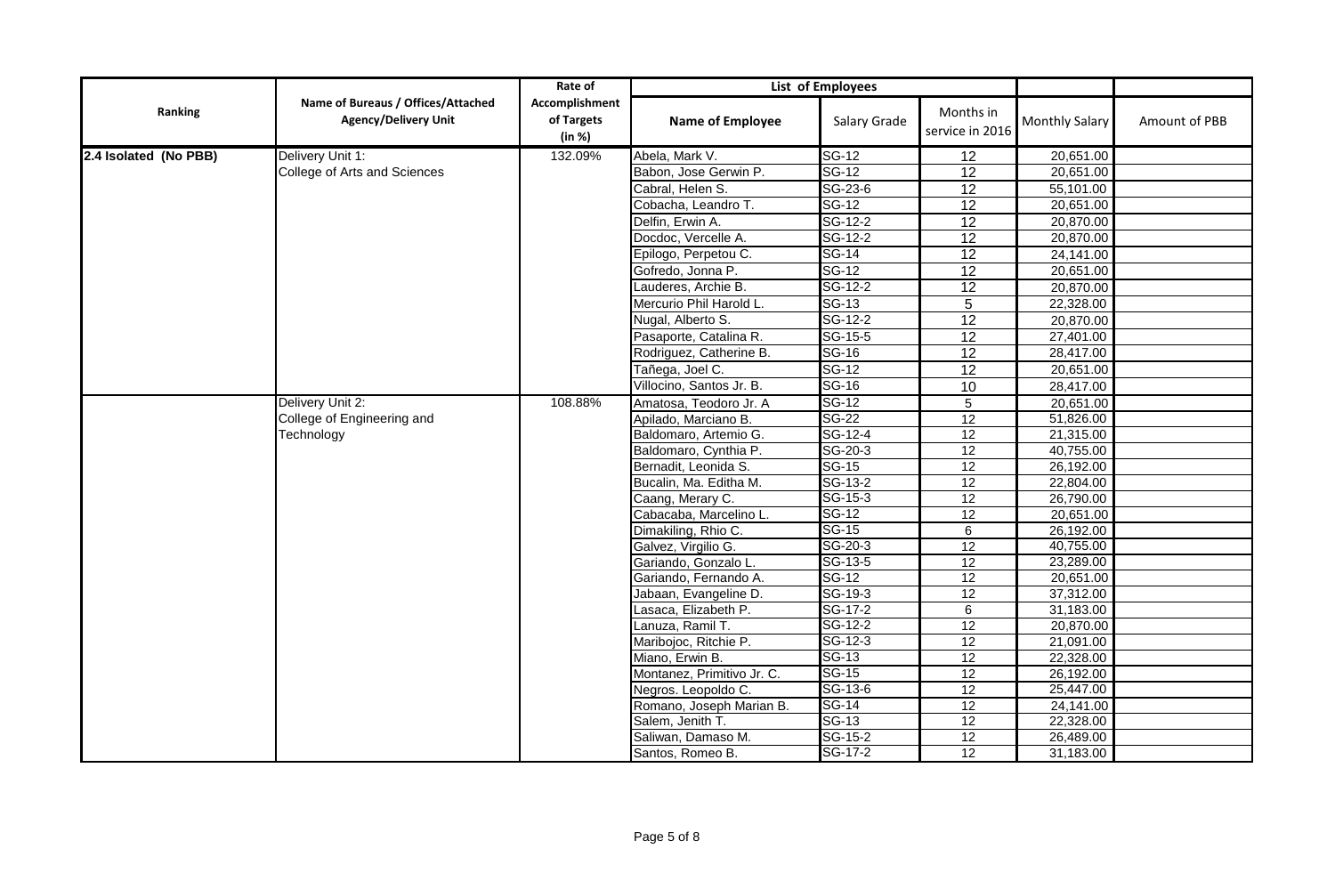| Ranking | Name of Bureaus / Offices/Attached Agency/Delivery Unit | Rate of Accomplishment of Targets (in %) | List of Employees | | | | |
|---|---|---|---|---|---|---|---|
| | | | Name of Employee | Salary Grade | Months in service in 2016 | Monthly Salary | Amount of PBB |
| **2.4 Isolated (No PBB)** | Delivery Unit 1: College of Arts and Sciences | 132.09% | Abela, Mark V. | SG-12 | 12 | 20,651.00 | |
| | | | Babon, Jose Gerwin P. | SG-12 | 12 | 20,651.00 | |
| | | | Cabral, Helen S. | SG-23-6 | 12 | 55,101.00 | |
| | | | Cobacha, Leandro T. | SG-12 | 12 | 20,651.00 | |
| | | | Delfin, Erwin A. | SG-12-2 | 12 | 20,870.00 | |
| | | | Docdoc, Vercelle A. | SG-12-2 | 12 | 20,870.00 | |
| | | | Epilogo, Perpetou C. | SG-14 | 12 | 24,141.00 | |
| | | | Gofredo, Jonna P. | SG-12 | 12 | 20,651.00 | |
| | | | Lauderes, Archie B. | SG-12-2 | 12 | 20,870.00 | |
| | | | Mercurio Phil Harold L. | SG-13 | 5 | 22,328.00 | |
| | | | Nugal, Alberto S. | SG-12-2 | 12 | 20,870.00 | |
| | | | Pasaporte, Catalina R. | SG-15-5 | 12 | 27,401.00 | |
| | | | Rodriguez, Catherine B. | SG-16 | 12 | 28,417.00 | |
| | | | Tañega, Joel C. | SG-12 | 12 | 20,651.00 | |
| | | | Villocino, Santos Jr. B. | SG-16 | 10 | 28,417.00 | |
| | Delivery Unit 2: College of Engineering and Technology | 108.88% | Amatosa, Teodoro Jr. A | SG-12 | 5 | 20,651.00 | |
| | | | Apilado, Marciano B. | SG-22 | 12 | 51,826.00 | |
| | | | Baldomaro, Artemio G. | SG-12-4 | 12 | 21,315.00 | |
| | | | Baldomaro, Cynthia P. | SG-20-3 | 12 | 40,755.00 | |
| | | | Bernadit, Leonida S. | SG-15 | 12 | 26,192.00 | |
| | | | Bucalin, Ma. Editha M. | SG-13-2 | 12 | 22,804.00 | |
| | | | Caang, Merary C. | SG-15-3 | 12 | 26,790.00 | |
| | | | Cabacaba, Marcelino L. | SG-12 | 12 | 20,651.00 | |
| | | | Dimakiling, Rhio C. | SG-15 | 6 | 26,192.00 | |
| | | | Galvez, Virgilio G. | SG-20-3 | 12 | 40,755.00 | |
| | | | Gariando, Gonzalo L. | SG-13-5 | 12 | 23,289.00 | |
| | | | Gariando, Fernando A. | SG-12 | 12 | 20,651.00 | |
| | | | Jabaan, Evangeline D. | SG-19-3 | 12 | 37,312.00 | |
| | | | Lasaca, Elizabeth P. | SG-17-2 | 6 | 31,183.00 | |
| | | | Lanuza, Ramil T. | SG-12-2 | 12 | 20,870.00 | |
| | | | Maribojoc, Ritchie P. | SG-12-3 | 12 | 21,091.00 | |
| | | | Miano, Erwin B. | SG-13 | 12 | 22,328.00 | |
| | | | Montanez, Primitivo Jr. C. | SG-15 | 12 | 26,192.00 | |
| | | | Negros. Leopoldo C. | SG-13-6 | 12 | 25,447.00 | |
| | | | Romano, Joseph Marian B. | SG-14 | 12 | 24,141.00 | |
| | | | Salem, Jenith T. | SG-13 | 12 | 22,328.00 | |
| | | | Saliwan, Damaso M. | SG-15-2 | 12 | 26,489.00 | |
| | | | Santos, Romeo B. | SG-17-2 | 12 | 31,183.00 | |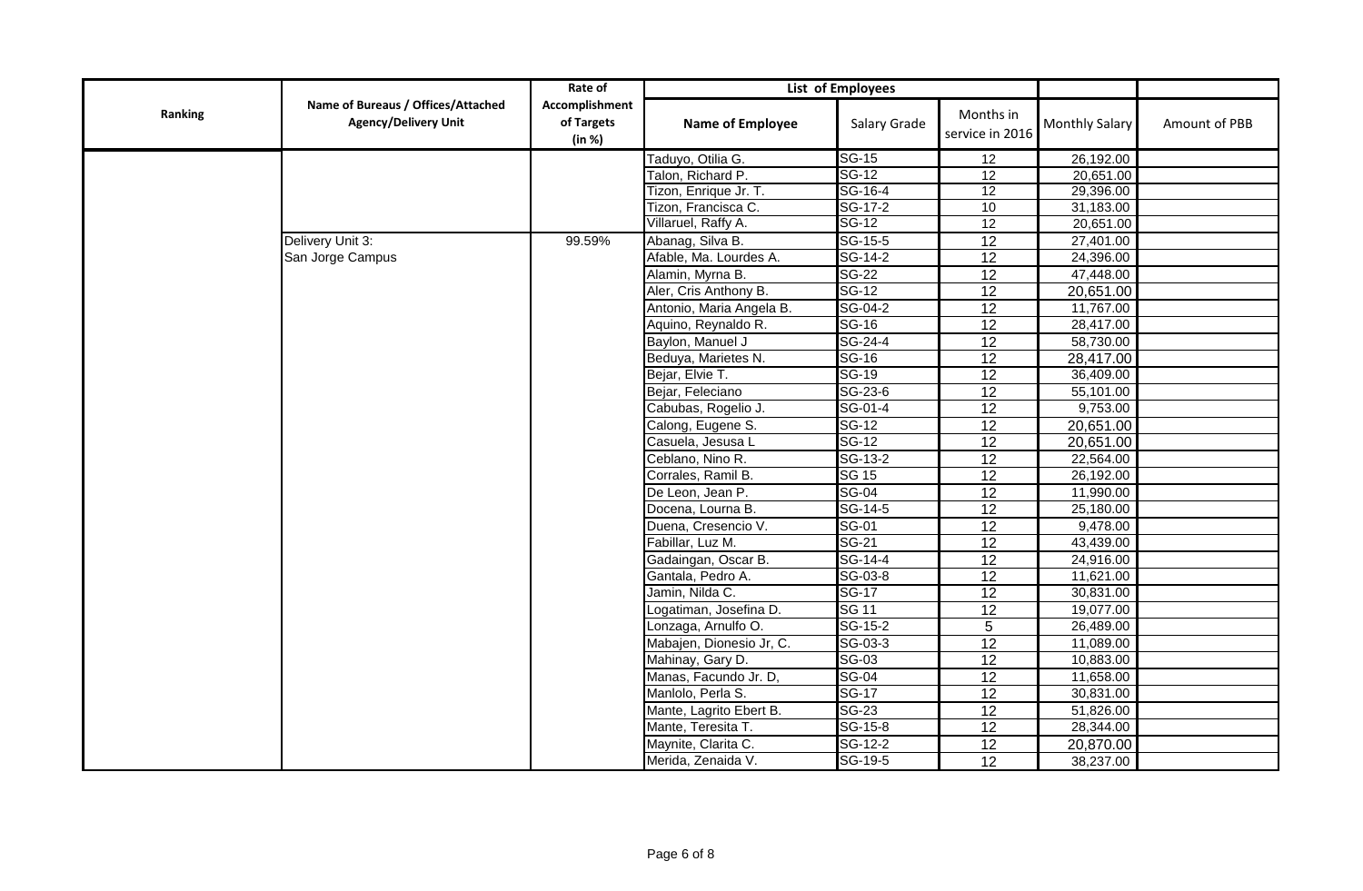| Ranking | Name of Bureaus / Offices/Attached Agency/Delivery Unit | Rate of Accomplishment of Targets (in %) | List of Employees | | | | | |
|---|---|---|---|---|---|---|---|---|
| | | | Name of Employee | Salary Grade | Months in service in 2016 | Monthly Salary | Amount of PBB |
| | | | Taduyo, Otilia G. | SG-15 | 12 | 26,192.00 | |
| | | | Talon, Richard P. | SG-12 | 12 | 20,651.00 | |
| | | | Tizon, Enrique Jr. T. | SG-16-4 | 12 | 29,396.00 | |
| | | | Tizon, Francisca C. | SG-17-2 | 10 | 31,183.00 | |
| | | | Villaruel, Raffy A. | SG-12 | 12 | 20,651.00 | |
| | Delivery Unit 3: San Jorge Campus | 99.59% | Abanag, Silva B. | SG-15-5 | 12 | 27,401.00 | |
| | | | Afable, Ma. Lourdes A. | SG-14-2 | 12 | 24,396.00 | |
| | | | Alamin, Myrna B. | SG-22 | 12 | 47,448.00 | |
| | | | Aler, Cris Anthony B. | SG-12 | 12 | 20,651.00 | |
| | | | Antonio, Maria Angela B. | SG-04-2 | 12 | 11,767.00 | |
| | | | Aquino, Reynaldo R. | SG-16 | 12 | 28,417.00 | |
| | | | Baylon, Manuel J | SG-24-4 | 12 | 58,730.00 | |
| | | | Beduya, Marietes N. | SG-16 | 12 | 28,417.00 | |
| | | | Bejar, Elvie T. | SG-19 | 12 | 36,409.00 | |
| | | | Bejar, Feleciano | SG-23-6 | 12 | 55,101.00 | |
| | | | Cabubas, Rogelio J. | SG-01-4 | 12 | 9,753.00 | |
| | | | Calong, Eugene S. | SG-12 | 12 | 20,651.00 | |
| | | | Casuela, Jesusa L | SG-12 | 12 | 20,651.00 | |
| | | | Ceblano, Nino R. | SG-13-2 | 12 | 22,564.00 | |
| | | | Corrales, Ramil B. | SG 15 | 12 | 26,192.00 | |
| | | | De Leon, Jean P. | SG-04 | 12 | 11,990.00 | |
| | | | Docena, Lourna B. | SG-14-5 | 12 | 25,180.00 | |
| | | | Duena, Cresencio V. | SG-01 | 12 | 9,478.00 | |
| | | | Fabillar, Luz M. | SG-21 | 12 | 43,439.00 | |
| | | | Gadaingan, Oscar B. | SG-14-4 | 12 | 24,916.00 | |
| | | | Gantala, Pedro A. | SG-03-8 | 12 | 11,621.00 | |
| | | | Jamin, Nilda C. | SG-17 | 12 | 30,831.00 | |
| | | | Logatiman, Josefina D. | SG 11 | 12 | 19,077.00 | |
| | | | Lonzaga, Arnulfo O. | SG-15-2 | 5 | 26,489.00 | |
| | | | Mabajen, Dionesio Jr, C. | SG-03-3 | 12 | 11,089.00 | |
| | | | Mahinay, Gary D. | SG-03 | 12 | 10,883.00 | |
| | | | Manas, Facundo Jr. D, | SG-04 | 12 | 11,658.00 | |
| | | | Manlolo, Perla S. | SG-17 | 12 | 30,831.00 | |
| | | | Mante, Lagrito Ebert B. | SG-23 | 12 | 51,826.00 | |
| | | | Mante, Teresita T. | SG-15-8 | 12 | 28,344.00 | |
| | | | Maynite, Clarita C. | SG-12-2 | 12 | 20,870.00 | |
| | | | Merida, Zenaida V. | SG-19-5 | 12 | 38,237.00 | |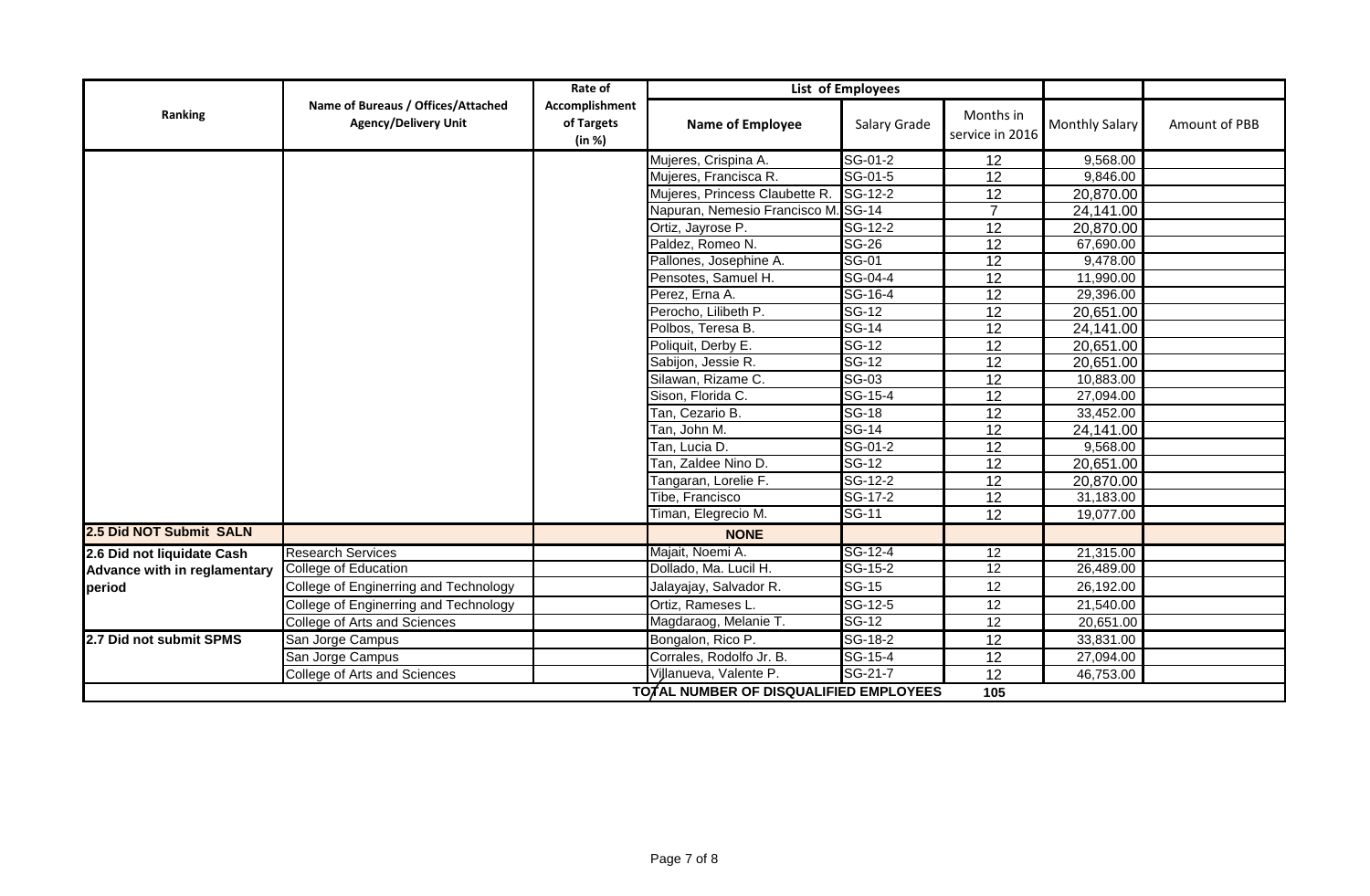| Ranking | Name of Bureaus / Offices/Attached Agency/Delivery Unit | Rate of Accomplishment of Targets (in %) | List of Employees | | | Monthly Salary | Amount of PBB |
|---|---|---|---|---|---|---|---|
| | | | Name of Employee | Salary Grade | Months in service in 2016 | | |
| | | | Mujeres, Crispina A. | SG-01-2 | 12 | 9,568.00 | |
| | | | Mujeres, Francisca R. | SG-01-5 | 12 | 9,846.00 | |
| | | | Mujeres, Princess Claubette R. | SG-12-2 | 12 | 20,870.00 | |
| | | | Napuran, Nemesio Francisco M. | SG-14 | 7 | 24,141.00 | |
| | | | Ortiz, Jayrose P. | SG-12-2 | 12 | 20,870.00 | |
| | | | Paldez, Romeo N. | SG-26 | 12 | 67,690.00 | |
| | | | Pallones, Josephine A. | SG-01 | 12 | 9,478.00 | |
| | | | Pensotes, Samuel H. | SG-04-4 | 12 | 11,990.00 | |
| | | | Perez, Erna A. | SG-16-4 | 12 | 29,396.00 | |
| | | | Perocho, Lilibeth P. | SG-12 | 12 | 20,651.00 | |
| | | | Polbos, Teresa B. | SG-14 | 12 | 24,141.00 | |
| | | | Poliquit, Derby E. | SG-12 | 12 | 20,651.00 | |
| | | | Sabijon, Jessie R. | SG-12 | 12 | 20,651.00 | |
| | | | Silawan, Rizame C. | SG-03 | 12 | 10,883.00 | |
| | | | Sison, Florida C. | SG-15-4 | 12 | 27,094.00 | |
| | | | Tan, Cezario B. | SG-18 | 12 | 33,452.00 | |
| | | | Tan, John M. | SG-14 | 12 | 24,141.00 | |
| | | | Tan, Lucia D. | SG-01-2 | 12 | 9,568.00 | |
| | | | Tan, Zaldee Nino D. | SG-12 | 12 | 20,651.00 | |
| | | | Tangaran, Lorelie F. | SG-12-2 | 12 | 20,870.00 | |
| | | | Tibe, Francisco | SG-17-2 | 12 | 31,183.00 | |
| | | | Timan, Elegrecio M. | SG-11 | 12 | 19,077.00 | |
| **2.5 Did NOT Submit SALN** | | | **NONE** | | | | |
| **2.6 Did not liquidate Cash Advance with in reglamentary period** | Research Services | | Majait, Noemi A. | SG-12-4 | 12 | 21,315.00 | |
| | College of Education | | Dollado, Ma. Lucil H. | SG-15-2 | 12 | 26,489.00 | |
| | College of Enginerring and Technology | | Jalayajay, Salvador R. | SG-15 | 12 | 26,192.00 | |
| | College of Enginerring and Technology | | Ortiz, Rameses L. | SG-12-5 | 12 | 21,540.00 | |
| | College of Arts and Sciences | | Magdaraog, Melanie T. | SG-12 | 12 | 20,651.00 | |
| **2.7 Did not submit SPMS** | San Jorge Campus | | Bongalon, Rico P. | SG-18-2 | 12 | 33,831.00 | |
| | San Jorge Campus | | Corrales, Rodolfo Jr. B. | SG-15-4 | 12 | 27,094.00 | |
| | College of Arts and Sciences | | Villanueva, Valente P. | SG-21-7 | 12 | 46,753.00 | |
| | | | **TOTAL NUMBER OF DISQUALIFIED EMPLOYEES** | | **105** | | |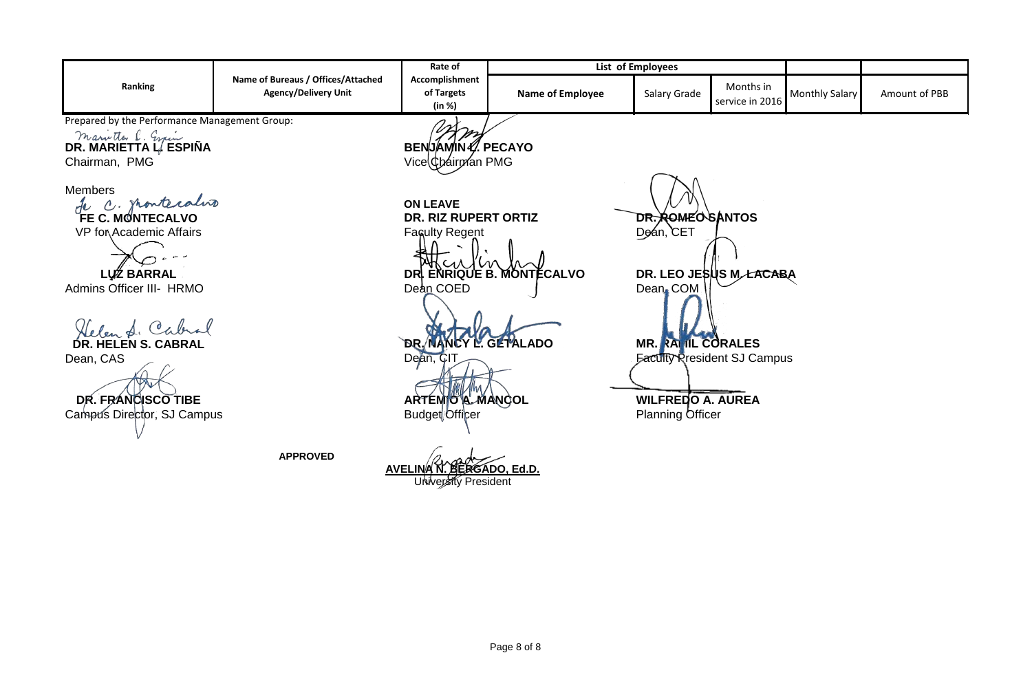| Ranking | Name of Bureaus / Offices/Attached Agency/Delivery Unit | Rate of Accomplishment of Targets (in %) | List of Employees | | | | |
| --- | --- | --- | --- | --- | --- | --- | --- |
| | | | Name of Employee | Salary Grade | Months in service in 2016 | Monthly Salary | Amount of PBB |

Prepared by the Performance Management Group:

**DR. MARIETTA L. ESPIÑA**
Chairman, PMG

**BENJAMIN L. PECAYO**
Vice Chairman PMG

Members

**FE C. MONTECALVO**
VP for Academic Affairs

ON LEAVE
**DR. RIZ RUPERT ORTIZ**
Faculty Regent

**DR. ROMEO SANTOS**
Dean, CET

**LUZ BARRAL**
Admins Officer III- HRMO

**DR. ENRIQUE B. MONTECALVO**
Dean COED

**DR. LEO JESUS M. LACABA**
Dean, COM

**DR. HELEN S. CABRAL**
Dean, CAS

**DR. NANCY L. GETALADO**
Dean, CIT

**MR. RAMIL CORALES**
Faculty President SJ Campus

**DR. FRANCISCO TIBE**
Campus Director, SJ Campus

**ARTEMIO A. MANCOL**
Budget Officer

**WILFREDO A. AUREA**
Planning Officer

**APPROVED**

**AVELINA N. BERGADO, Ed.D.**
University President